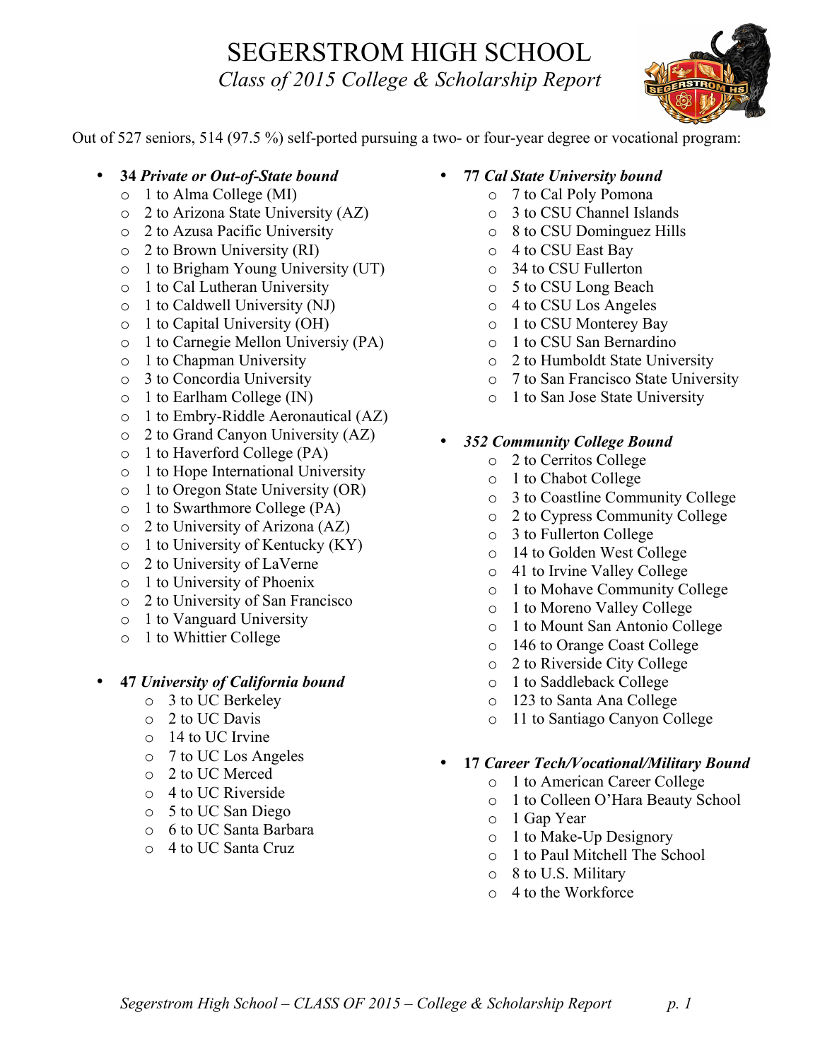# SEGERSTROM HIGH SCHOOL

*Class of 2015 College & Scholarship Report*

Out of 527 seniors, 514 (97.5 %) self-ported pursuing a two- or four-year degree or vocational program:

- **34 *Private or Out-of-State bound***
  - 1 to Alma College (MI)
  - 2 to Arizona State University (AZ)
  - 2 to Azusa Pacific University
  - 2 to Brown University (RI)
  - 1 to Brigham Young University (UT)
  - 1 to Cal Lutheran University
  - 1 to Caldwell University (NJ)
  - 1 to Capital University (OH)
  - 1 to Carnegie Mellon Universiy (PA)
  - 1 to Chapman University
  - 3 to Concordia University
  - 1 to Earlham College (IN)
  - 1 to Embry-Riddle Aeronautical (AZ)
  - 2 to Grand Canyon University (AZ)
  - 1 to Haverford College (PA)
  - 1 to Hope International University
  - 1 to Oregon State University (OR)
  - 1 to Swarthmore College (PA)
  - 2 to University of Arizona (AZ)
  - 1 to University of Kentucky (KY)
  - 2 to University of LaVerne
  - 1 to University of Phoenix
  - 2 to University of San Francisco
  - 1 to Vanguard University
  - 1 to Whittier College

- **47 *University of California bound***
  - 3 to UC Berkeley
  - 2 to UC Davis
  - 14 to UC Irvine
  - 7 to UC Los Angeles
  - 2 to UC Merced
  - 4 to UC Riverside
  - 5 to UC San Diego
  - 6 to UC Santa Barbara
  - 4 to UC Santa Cruz

- **77 *Cal State University bound***
  - 7 to Cal Poly Pomona
  - 3 to CSU Channel Islands
  - 8 to CSU Dominguez Hills
  - 4 to CSU East Bay
  - 34 to CSU Fullerton
  - 5 to CSU Long Beach
  - 4 to CSU Los Angeles
  - 1 to CSU Monterey Bay
  - 1 to CSU San Bernardino
  - 2 to Humboldt State University
  - 7 to San Francisco State University
  - 1 to San Jose State University

- ***352 Community College Bound***
  - 2 to Cerritos College
  - 1 to Chabot College
  - 3 to Coastline Community College
  - 2 to Cypress Community College
  - 3 to Fullerton College
  - 14 to Golden West College
  - 41 to Irvine Valley College
  - 1 to Mohave Community College
  - 1 to Moreno Valley College
  - 1 to Mount San Antonio College
  - 146 to Orange Coast College
  - 2 to Riverside City College
  - 1 to Saddleback College
  - 123 to Santa Ana College
  - 11 to Santiago Canyon College

- **17 *Career Tech/Vocational/Military Bound***
  - 1 to American Career College
  - 1 to Colleen O'Hara Beauty School
  - 1 Gap Year
  - 1 to Make-Up Designory
  - 1 to Paul Mitchell The School
  - 8 to U.S. Military
  - 4 to the Workforce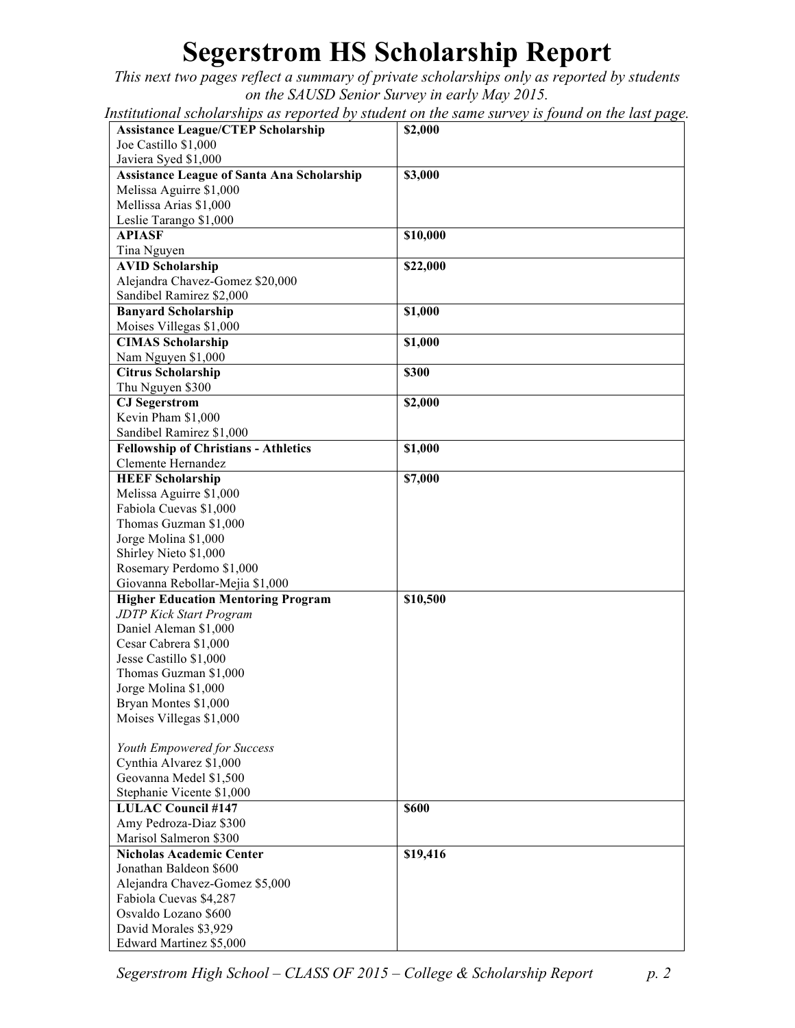# Segerstrom HS Scholarship Report

*This next two pages reflect a summary of private scholarships only as reported by students on the SAUSD Senior Survey in early May 2015.*

*Institutional scholarships as reported by student on the same survey is found on the last page.*

| Scholarship | Amount |
|---|---|
| **Assistance League/CTEP Scholarship**<br>Joe Castillo $1,000<br>Javiera Syed $1,000 | **$2,000** |
| **Assistance League of Santa Ana Scholarship**<br>Melissa Aguirre $1,000<br>Mellissa Arias $1,000<br>Leslie Tarango $1,000 | **$3,000** |
| **APIASF**<br>Tina Nguyen | **$10,000** |
| **AVID Scholarship**<br>Alejandra Chavez-Gomez $20,000<br>Sandibel Ramirez $2,000 | **$22,000** |
| **Banyard Scholarship**<br>Moises Villegas $1,000 | **$1,000** |
| **CIMAS Scholarship**<br>Nam Nguyen $1,000 | **$1,000** |
| **Citrus Scholarship**<br>Thu Nguyen $300 | **$300** |
| **CJ Segerstrom**<br>Kevin Pham $1,000<br>Sandibel Ramirez $1,000 | **$2,000** |
| **Fellowship of Christians - Athletics**<br>Clemente Hernandez | **$1,000** |
| **HEEF Scholarship**<br>Melissa Aguirre $1,000<br>Fabiola Cuevas $1,000<br>Thomas Guzman $1,000<br>Jorge Molina $1,000<br>Shirley Nieto $1,000<br>Rosemary Perdomo $1,000<br>Giovanna Rebollar-Mejia $1,000 | **$7,000** |
| **Higher Education Mentoring Program**<br>*JDTP Kick Start Program*<br>Daniel Aleman $1,000<br>Cesar Cabrera $1,000<br>Jesse Castillo $1,000<br>Thomas Guzman $1,000<br>Jorge Molina $1,000<br>Bryan Montes $1,000<br>Moises Villegas $1,000<br><br>*Youth Empowered for Success*<br>Cynthia Alvarez $1,000<br>Geovanna Medel $1,500<br>Stephanie Vicente $1,000 | **$10,500** |
| **LULAC Council #147**<br>Amy Pedroza-Diaz $300<br>Marisol Salmeron $300 | **$600** |
| **Nicholas Academic Center**<br>Jonathan Baldeon $600<br>Alejandra Chavez-Gomez $5,000<br>Fabiola Cuevas $4,287<br>Osvaldo Lozano $600<br>David Morales $3,929<br>Edward Martinez $5,000 | **$19,416** |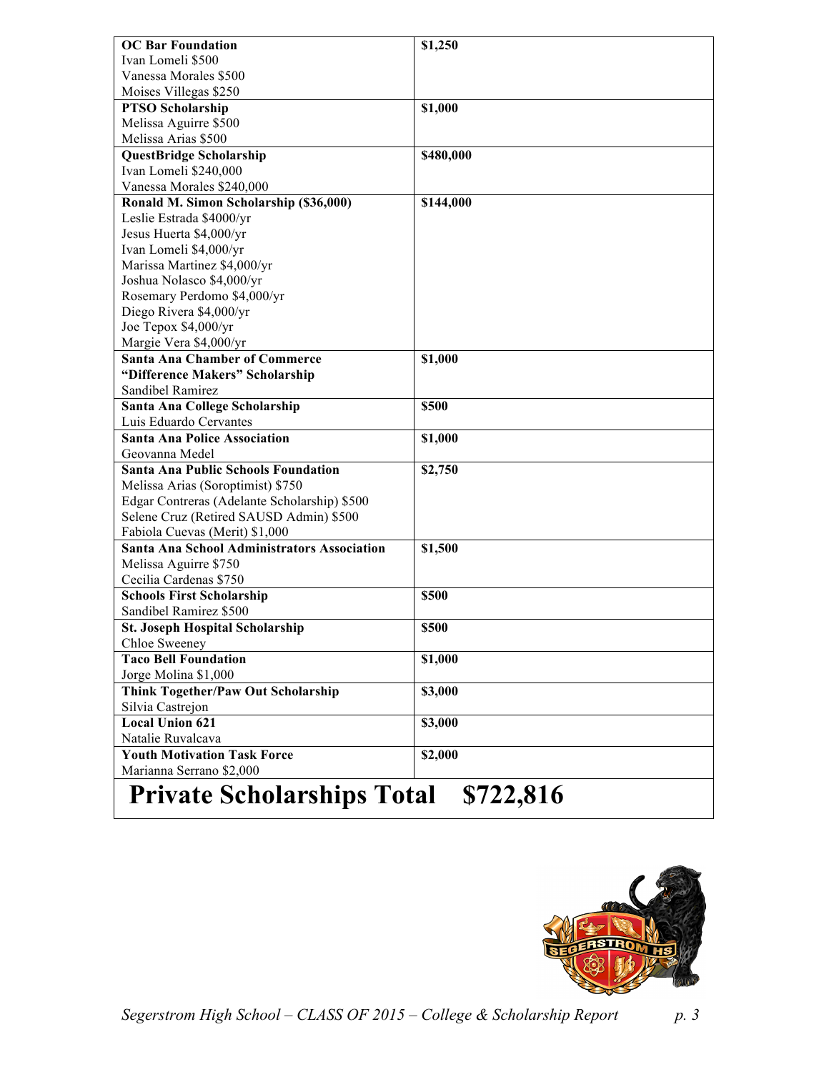| | |
|---|---|
| **OC Bar Foundation**<br>Ivan Lomeli $500<br>Vanessa Morales $500<br>Moises Villegas $250 | **$1,250** |
| **PTSO Scholarship**<br>Melissa Aguirre $500<br>Melissa Arias $500 | **$1,000** |
| **QuestBridge Scholarship**<br>Ivan Lomeli $240,000<br>Vanessa Morales $240,000 | **$480,000** |
| **Ronald M. Simon Scholarship ($36,000)**<br>Leslie Estrada $4000/yr<br>Jesus Huerta $4,000/yr<br>Ivan Lomeli $4,000/yr<br>Marissa Martinez $4,000/yr<br>Joshua Nolasco $4,000/yr<br>Rosemary Perdomo $4,000/yr<br>Diego Rivera $4,000/yr<br>Joe Tepox $4,000/yr<br>Margie Vera $4,000/yr | **$144,000** |
| **Santa Ana Chamber of Commerce "Difference Makers" Scholarship**<br>Sandibel Ramirez | **$1,000** |
| **Santa Ana College Scholarship**<br>Luis Eduardo Cervantes | **$500** |
| **Santa Ana Police Association**<br>Geovanna Medel | **$1,000** |
| **Santa Ana Public Schools Foundation**<br>Melissa Arias (Soroptimist) $750<br>Edgar Contreras (Adelante Scholarship) $500<br>Selene Cruz (Retired SAUSD Admin) $500<br>Fabiola Cuevas (Merit) $1,000 | **$2,750** |
| **Santa Ana School Administrators Association**<br>Melissa Aguirre $750<br>Cecilia Cardenas $750 | **$1,500** |
| **Schools First Scholarship**<br>Sandibel Ramirez $500 | **$500** |
| **St. Joseph Hospital Scholarship**<br>Chloe Sweeney | **$500** |
| **Taco Bell Foundation**<br>Jorge Molina $1,000 | **$1,000** |
| **Think Together/Paw Out Scholarship**<br>Silvia Castrejon | **$3,000** |
| **Local Union 621**<br>Natalie Ruvalcava | **$3,000** |
| **Youth Motivation Task Force**<br>Marianna Serrano $2,000 | **$2,000** |
| **Private Scholarships Total** | **$722,816** |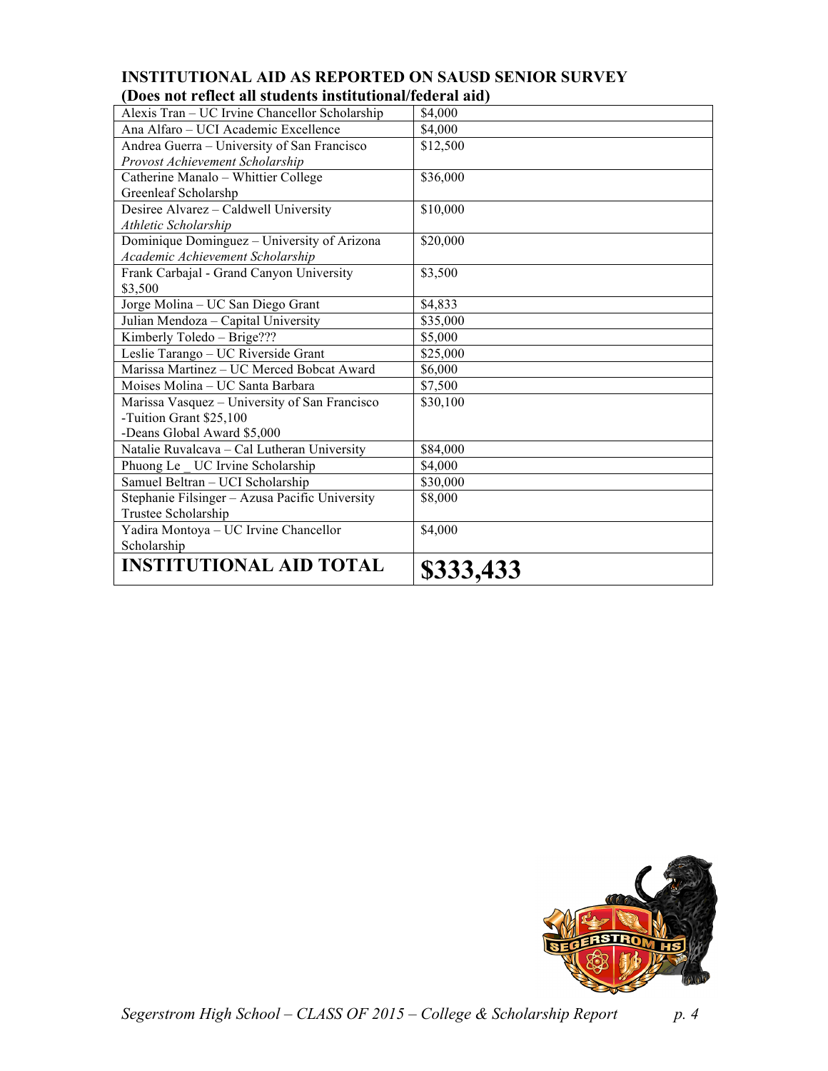**INSTITUTIONAL AID AS REPORTED ON SAUSD SENIOR SURVEY**
**(Does not reflect all students institutional/federal aid)**

| | |
|---|---|
| Alexis Tran – UC Irvine Chancellor Scholarship | $4,000 |
| Ana Alfaro – UCI Academic Excellence | $4,000 |
| Andrea Guerra – University of San Francisco *Provost Achievement Scholarship* | $12,500 |
| Catherine Manalo – Whittier College Greenleaf Scholarshp | $36,000 |
| Desiree Alvarez – Caldwell University *Athletic Scholarship* | $10,000 |
| Dominique Dominguez – University of Arizona *Academic Achievement Scholarship* | $20,000 |
| Frank Carbajal - Grand Canyon University $3,500 | $3,500 |
| Jorge Molina – UC San Diego Grant | $4,833 |
| Julian Mendoza – Capital University | $35,000 |
| Kimberly Toledo – Brige??? | $5,000 |
| Leslie Tarango – UC Riverside Grant | $25,000 |
| Marissa Martinez – UC Merced Bobcat Award | $6,000 |
| Moises Molina – UC Santa Barbara | $7,500 |
| Marissa Vasquez – University of San Francisco<br>-Tuition Grant $25,100<br>-Deans Global Award $5,000 | $30,100 |
| Natalie Ruvalcava – Cal Lutheran University | $84,000 |
| Phuong Le _ UC Irvine Scholarship | $4,000 |
| Samuel Beltran – UCI Scholarship | $30,000 |
| Stephanie Filsinger – Azusa Pacific University Trustee Scholarship | $8,000 |
| Yadira Montoya – UC Irvine Chancellor Scholarship | $4,000 |
| **INSTITUTIONAL AID TOTAL** | **$333,433** |